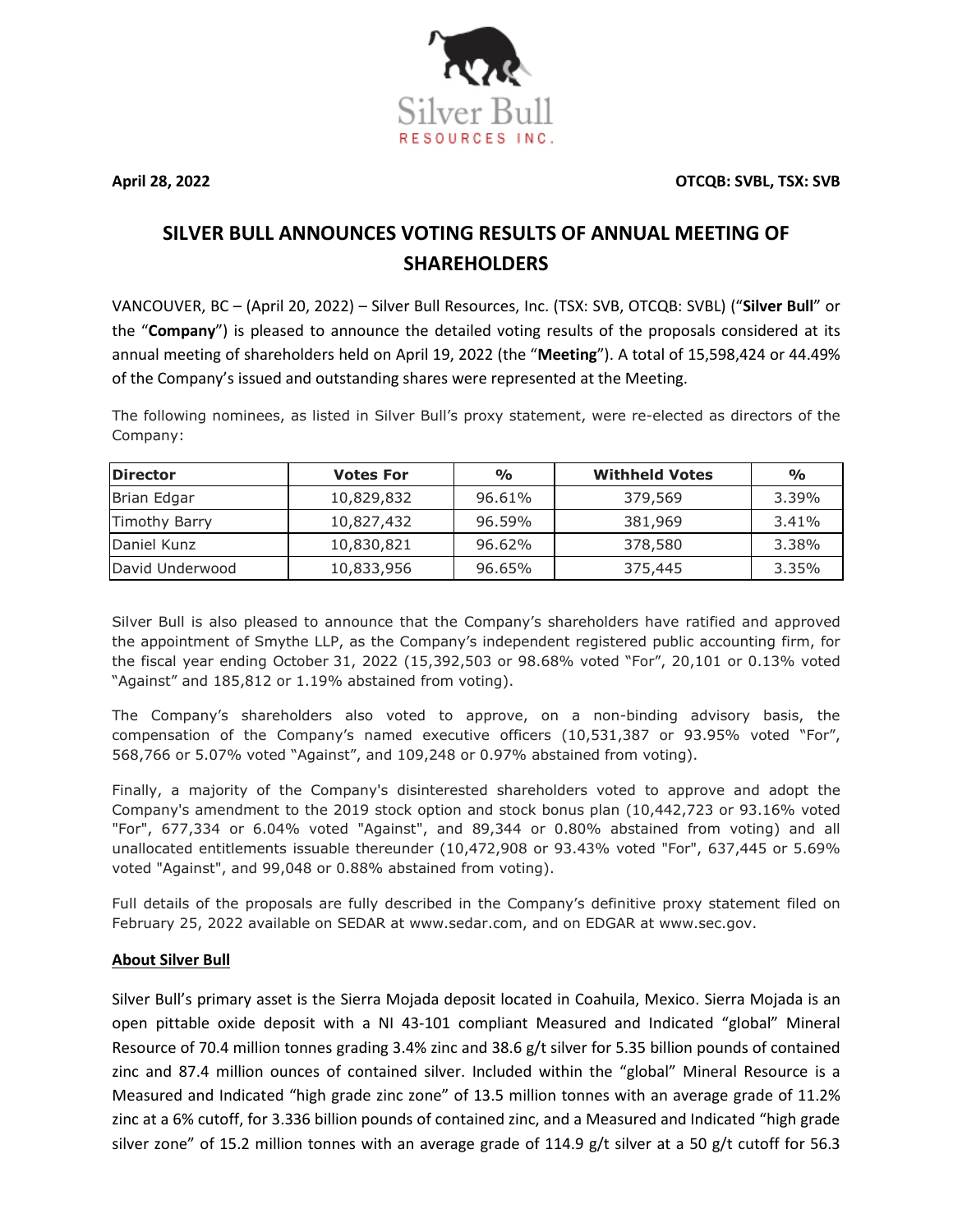Silver Bull RESOURCES INC.

**April 28, 2022** **OTCQB: SVBL, TSX: SVB**

# SILVER BULL ANNOUNCES VOTING RESULTS OF ANNUAL MEETING OF SHAREHOLDERS

VANCOUVER, BC – (April 20, 2022) – Silver Bull Resources, Inc. (TSX: SVB, OTCQB: SVBL) ("**Silver Bull**" or the "**Company**") is pleased to announce the detailed voting results of the proposals considered at its annual meeting of shareholders held on April 19, 2022 (the "**Meeting**"). A total of 15,598,424 or 44.49% of the Company's issued and outstanding shares were represented at the Meeting.

The following nominees, as listed in Silver Bull's proxy statement, were re-elected as directors of the Company:

| Director | Votes For | % | Withheld Votes | % |
|---|---|---|---|---|
| Brian Edgar | 10,829,832 | 96.61% | 379,569 | 3.39% |
| Timothy Barry | 10,827,432 | 96.59% | 381,969 | 3.41% |
| Daniel Kunz | 10,830,821 | 96.62% | 378,580 | 3.38% |
| David Underwood | 10,833,956 | 96.65% | 375,445 | 3.35% |

Silver Bull is also pleased to announce that the Company's shareholders have ratified and approved the appointment of Smythe LLP, as the Company's independent registered public accounting firm, for the fiscal year ending October 31, 2022 (15,392,503 or 98.68% voted "For", 20,101 or 0.13% voted "Against" and 185,812 or 1.19% abstained from voting).

The Company's shareholders also voted to approve, on a non-binding advisory basis, the compensation of the Company's named executive officers (10,531,387 or 93.95% voted "For", 568,766 or 5.07% voted "Against", and 109,248 or 0.97% abstained from voting).

Finally, a majority of the Company's disinterested shareholders voted to approve and adopt the Company's amendment to the 2019 stock option and stock bonus plan (10,442,723 or 93.16% voted "For", 677,334 or 6.04% voted "Against", and 89,344 or 0.80% abstained from voting) and all unallocated entitlements issuable thereunder (10,472,908 or 93.43% voted "For", 637,445 or 5.69% voted "Against", and 99,048 or 0.88% abstained from voting).

Full details of the proposals are fully described in the Company's definitive proxy statement filed on February 25, 2022 available on SEDAR at www.sedar.com, and on EDGAR at www.sec.gov.

## About Silver Bull

Silver Bull's primary asset is the Sierra Mojada deposit located in Coahuila, Mexico. Sierra Mojada is an open pittable oxide deposit with a NI 43-101 compliant Measured and Indicated "global" Mineral Resource of 70.4 million tonnes grading 3.4% zinc and 38.6 g/t silver for 5.35 billion pounds of contained zinc and 87.4 million ounces of contained silver. Included within the "global" Mineral Resource is a Measured and Indicated "high grade zinc zone" of 13.5 million tonnes with an average grade of 11.2% zinc at a 6% cutoff, for 3.336 billion pounds of contained zinc, and a Measured and Indicated "high grade silver zone" of 15.2 million tonnes with an average grade of 114.9 g/t silver at a 50 g/t cutoff for 56.3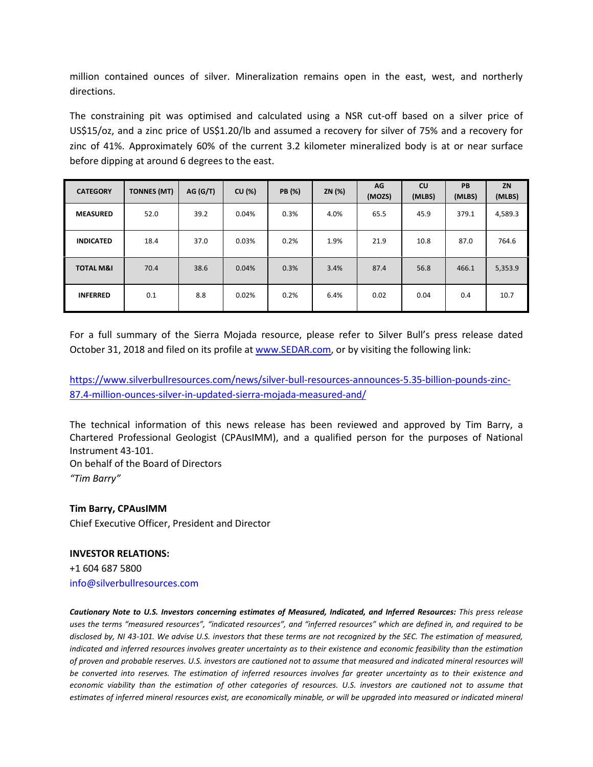million contained ounces of silver. Mineralization remains open in the east, west, and northerly directions.

The constraining pit was optimised and calculated using a NSR cut-off based on a silver price of US$15/oz, and a zinc price of US$1.20/lb and assumed a recovery for silver of 75% and a recovery for zinc of 41%. Approximately 60% of the current 3.2 kilometer mineralized body is at or near surface before dipping at around 6 degrees to the east.

| CATEGORY | TONNES (MT) | AG (G/T) | CU (%) | PB (%) | ZN (%) | AG (MOZS) | CU (MLBS) | PB (MLBS) | ZN (MLBS) |
|---|---|---|---|---|---|---|---|---|---|
| **MEASURED** | 52.0 | 39.2 | 0.04% | 0.3% | 4.0% | 65.5 | 45.9 | 379.1 | 4,589.3 |
| **INDICATED** | 18.4 | 37.0 | 0.03% | 0.2% | 1.9% | 21.9 | 10.8 | 87.0 | 764.6 |
| **TOTAL M&I** | 70.4 | 38.6 | 0.04% | 0.3% | 3.4% | 87.4 | 56.8 | 466.1 | 5,353.9 |
| **INFERRED** | 0.1 | 8.8 | 0.02% | 0.2% | 6.4% | 0.02 | 0.04 | 0.4 | 10.7 |

For a full summary of the Sierra Mojada resource, please refer to Silver Bull's press release dated October 31, 2018 and filed on its profile at [www.SEDAR.com](www.SEDAR.com), or by visiting the following link:

[https://www.silverbullresources.com/news/silver-bull-resources-announces-5.35-billion-pounds-zinc-87.4-million-ounces-silver-in-updated-sierra-mojada-measured-and/](https://www.silverbullresources.com/news/silver-bull-resources-announces-5.35-billion-pounds-zinc-87.4-million-ounces-silver-in-updated-sierra-mojada-measured-and/)

The technical information of this news release has been reviewed and approved by Tim Barry, a Chartered Professional Geologist (CPAusIMM), and a qualified person for the purposes of National Instrument 43-101.

On behalf of the Board of Directors

*"Tim Barry"*

**Tim Barry, CPAusIMM**

Chief Executive Officer, President and Director

**INVESTOR RELATIONS:**

+1 604 687 5800

info@silverbullresources.com

***Cautionary Note to U.S. Investors concerning estimates of Measured, Indicated, and Inferred Resources:*** *This press release uses the terms "measured resources", "indicated resources", and "inferred resources" which are defined in, and required to be disclosed by, NI 43-101. We advise U.S. investors that these terms are not recognized by the SEC. The estimation of measured, indicated and inferred resources involves greater uncertainty as to their existence and economic feasibility than the estimation of proven and probable reserves. U.S. investors are cautioned not to assume that measured and indicated mineral resources will be converted into reserves. The estimation of inferred resources involves far greater uncertainty as to their existence and economic viability than the estimation of other categories of resources. U.S. investors are cautioned not to assume that estimates of inferred mineral resources exist, are economically minable, or will be upgraded into measured or indicated mineral*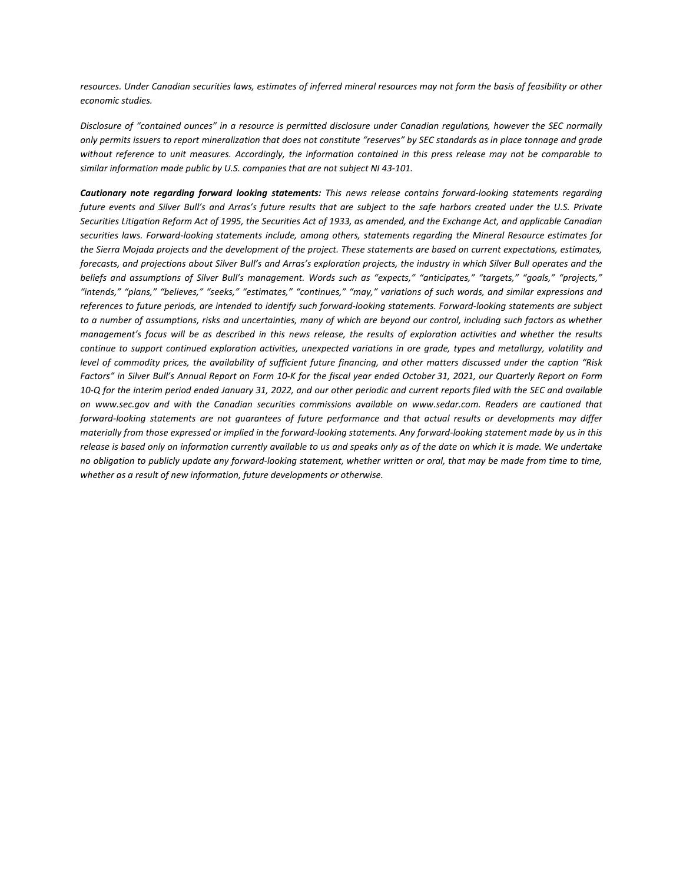*resources. Under Canadian securities laws, estimates of inferred mineral resources may not form the basis of feasibility or other economic studies.*

*Disclosure of "contained ounces" in a resource is permitted disclosure under Canadian regulations, however the SEC normally only permits issuers to report mineralization that does not constitute "reserves" by SEC standards as in place tonnage and grade without reference to unit measures. Accordingly, the information contained in this press release may not be comparable to similar information made public by U.S. companies that are not subject NI 43-101.*

***Cautionary note regarding forward looking statements:*** *This news release contains forward-looking statements regarding future events and Silver Bull's and Arras's future results that are subject to the safe harbors created under the U.S. Private Securities Litigation Reform Act of 1995, the Securities Act of 1933, as amended, and the Exchange Act, and applicable Canadian securities laws. Forward-looking statements include, among others, statements regarding the Mineral Resource estimates for the Sierra Mojada projects and the development of the project. These statements are based on current expectations, estimates, forecasts, and projections about Silver Bull's and Arras's exploration projects, the industry in which Silver Bull operates and the beliefs and assumptions of Silver Bull's management. Words such as "expects," "anticipates," "targets," "goals," "projects," "intends," "plans," "believes," "seeks," "estimates," "continues," "may," variations of such words, and similar expressions and references to future periods, are intended to identify such forward-looking statements. Forward-looking statements are subject to a number of assumptions, risks and uncertainties, many of which are beyond our control, including such factors as whether management's focus will be as described in this news release, the results of exploration activities and whether the results continue to support continued exploration activities, unexpected variations in ore grade, types and metallurgy, volatility and level of commodity prices, the availability of sufficient future financing, and other matters discussed under the caption "Risk Factors" in Silver Bull's Annual Report on Form 10-K for the fiscal year ended October 31, 2021, our Quarterly Report on Form 10-Q for the interim period ended January 31, 2022, and our other periodic and current reports filed with the SEC and available on www.sec.gov and with the Canadian securities commissions available on www.sedar.com. Readers are cautioned that forward-looking statements are not guarantees of future performance and that actual results or developments may differ materially from those expressed or implied in the forward-looking statements. Any forward-looking statement made by us in this release is based only on information currently available to us and speaks only as of the date on which it is made. We undertake no obligation to publicly update any forward-looking statement, whether written or oral, that may be made from time to time, whether as a result of new information, future developments or otherwise.*